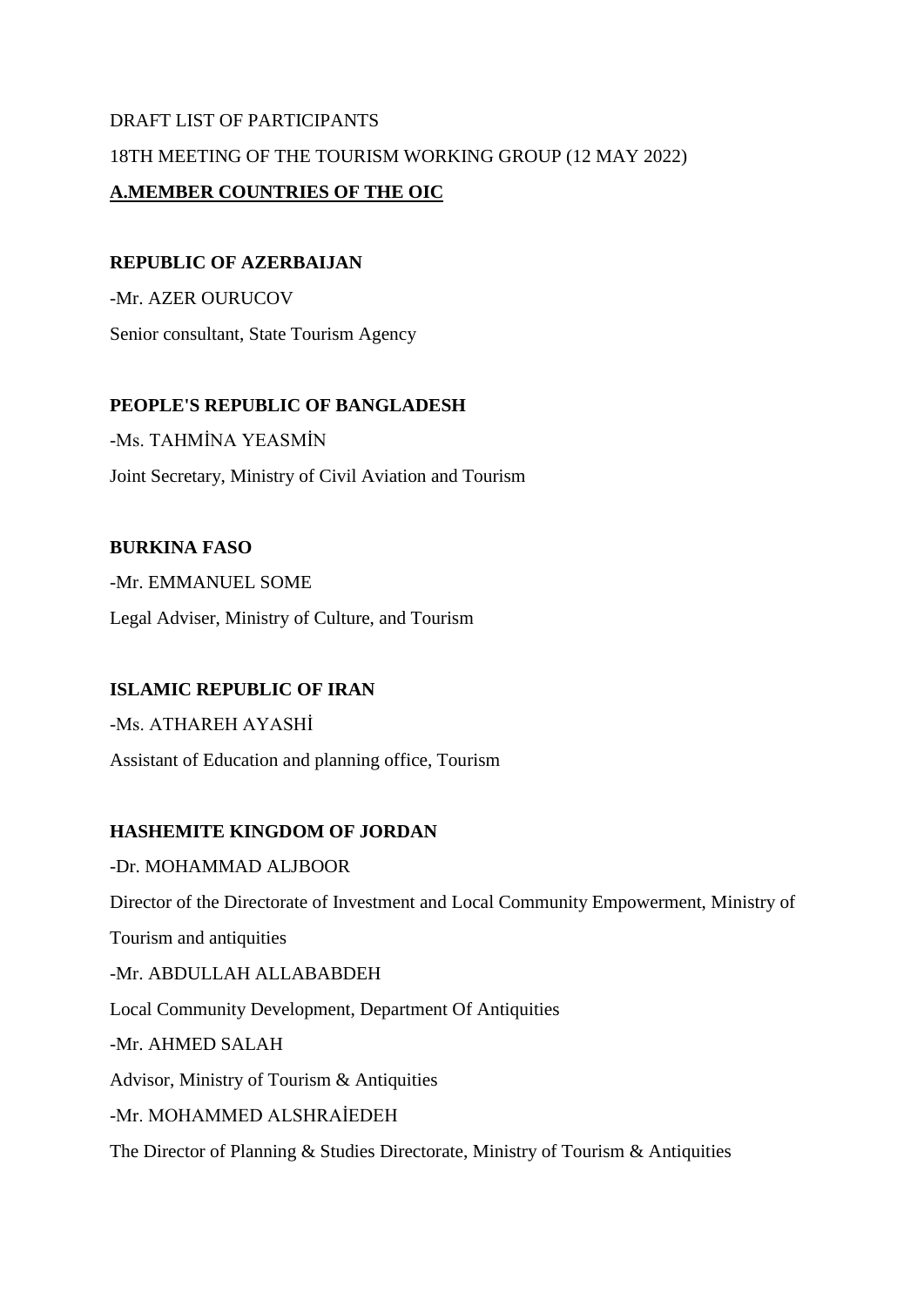DRAFT LIST OF PARTICIPANTS

18TH MEETING OF THE TOURISM WORKING GROUP (12 MAY 2022)

## A.MEMBER COUNTRIES OF THE OIC

### REPUBLIC OF AZERBAIJAN

-Mr. AZER OURUCOV

Senior consultant, State Tourism Agency

### PEOPLE'S REPUBLIC OF BANGLADESH

-Ms. TAHMİNA YEASMİN

Joint Secretary, Ministry of Civil Aviation and Tourism

### BURKINA FASO

-Mr. EMMANUEL SOME

Legal Adviser, Ministry of Culture, and Tourism

### ISLAMIC REPUBLIC OF IRAN

-Ms. ATHAREH AYASHİ

Assistant of Education and planning office, Tourism

### HASHEMITE KINGDOM OF JORDAN

-Dr. MOHAMMAD ALJBOOR

Director of the Directorate of Investment and Local Community Empowerment, Ministry of Tourism and antiquities

-Mr. ABDULLAH ALLABABDEH

Local Community Development, Department Of Antiquities

-Mr. AHMED SALAH

Advisor, Ministry of Tourism & Antiquities

-Mr. MOHAMMED ALSHRAİEDEH

The Director of Planning & Studies Directorate, Ministry of Tourism & Antiquities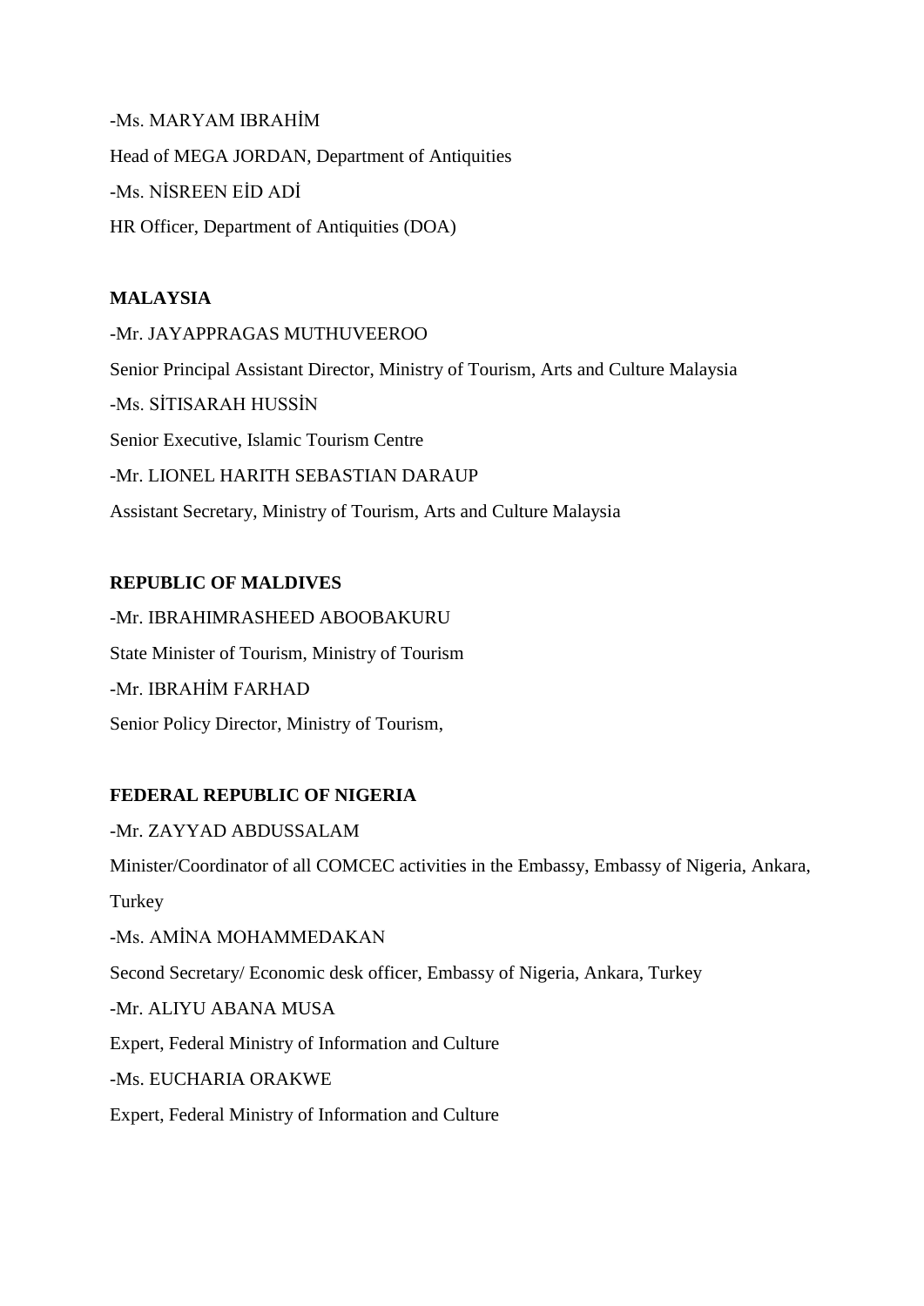-Ms. MARYAM IBRAHİM

Head of MEGA JORDAN, Department of Antiquities

-Ms. NİSREEN EİD ADİ

HR Officer, Department of Antiquities (DOA)

**MALAYSIA**

-Mr. JAYAPPRAGAS MUTHUVEEROO

Senior Principal Assistant Director, Ministry of Tourism, Arts and Culture Malaysia

-Ms. SİTISARAH HUSSİN

Senior Executive, Islamic Tourism Centre

-Mr. LIONEL HARITH SEBASTIAN DARAUP

Assistant Secretary, Ministry of Tourism, Arts and Culture Malaysia

**REPUBLIC OF MALDIVES**

-Mr. IBRAHIMRASHEED ABOOBAKURU

State Minister of Tourism, Ministry of Tourism

-Mr. IBRAHİM FARHAD

Senior Policy Director, Ministry of Tourism,

**FEDERAL REPUBLIC OF NIGERIA**

-Mr. ZAYYAD ABDUSSALAM

Minister/Coordinator of all COMCEC activities in the Embassy, Embassy of Nigeria, Ankara, Turkey

-Ms. AMİNA MOHAMMEDAKAN

Second Secretary/ Economic desk officer, Embassy of Nigeria, Ankara, Turkey

-Mr. ALIYU ABANA MUSA

Expert, Federal Ministry of Information and Culture

-Ms. EUCHARIA ORAKWE

Expert, Federal Ministry of Information and Culture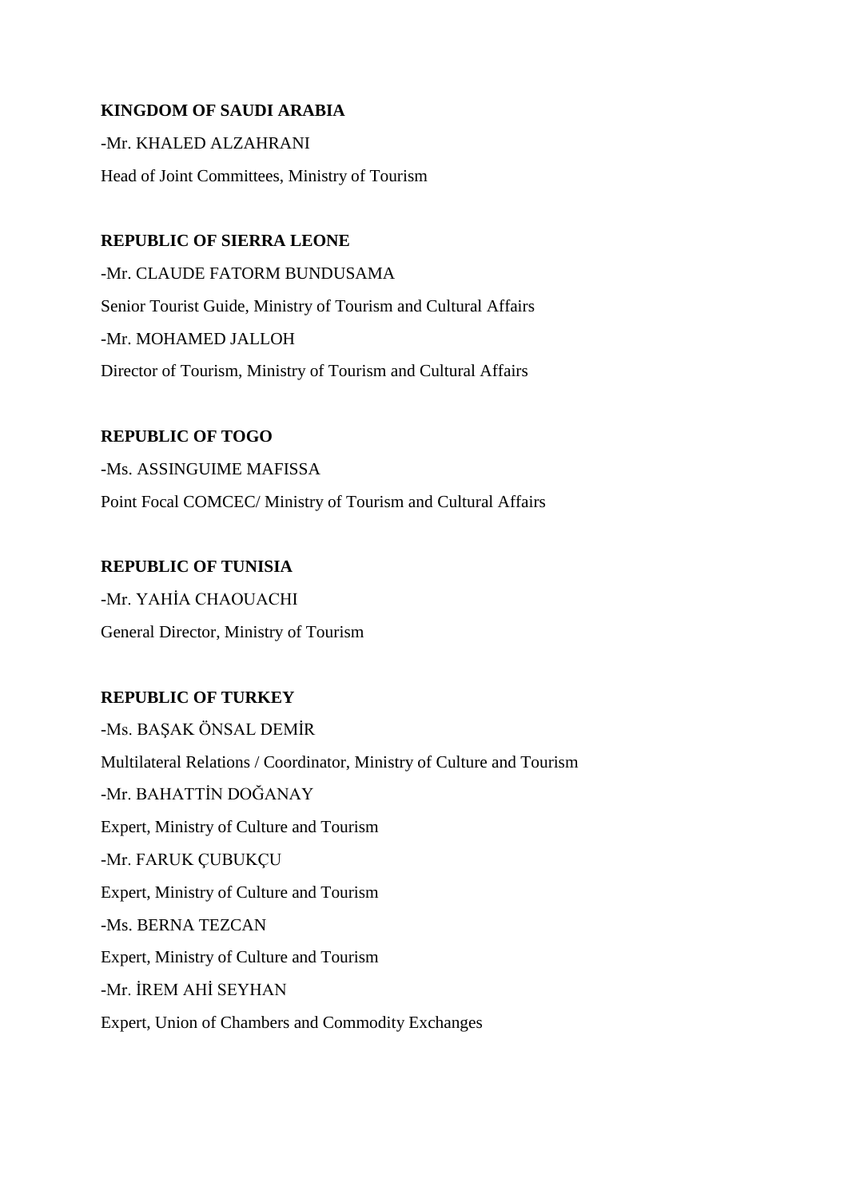**KINGDOM OF SAUDI ARABIA**

-Mr. KHALED ALZAHRANI

Head of Joint Committees, Ministry of Tourism

**REPUBLIC OF SIERRA LEONE**

-Mr. CLAUDE FATORM BUNDUSAMA

Senior Tourist Guide, Ministry of Tourism and Cultural Affairs

-Mr. MOHAMED JALLOH

Director of Tourism, Ministry of Tourism and Cultural Affairs

**REPUBLIC OF TOGO**

-Ms. ASSINGUIME MAFISSA

Point Focal COMCEC/ Ministry of Tourism and Cultural Affairs

**REPUBLIC OF TUNISIA**

-Mr. YAHİA CHAOUACHI

General Director, Ministry of Tourism

**REPUBLIC OF TURKEY**

-Ms. BAŞAK ÖNSAL DEMİR

Multilateral Relations / Coordinator, Ministry of Culture and Tourism

-Mr. BAHATTİN DOĞANAY

Expert, Ministry of Culture and Tourism

-Mr. FARUK ÇUBUKÇU

Expert, Ministry of Culture and Tourism

-Ms. BERNA TEZCAN

Expert, Ministry of Culture and Tourism

-Mr. İREM AHİ SEYHAN

Expert, Union of Chambers and Commodity Exchanges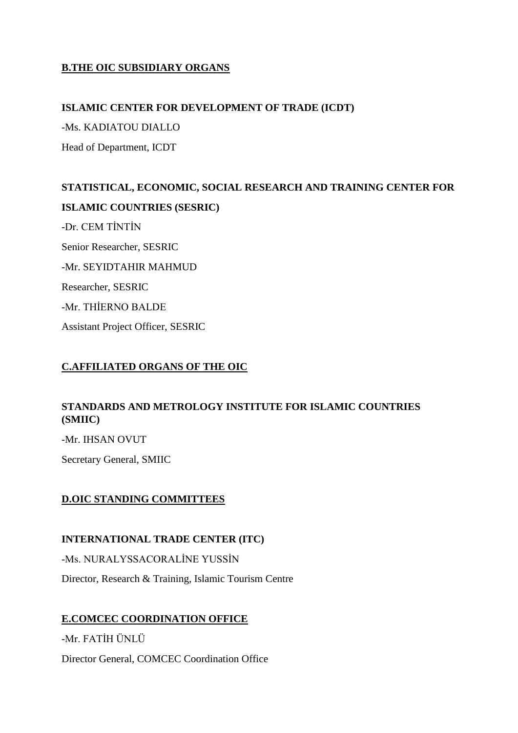## B.THE OIC SUBSIDIARY ORGANS

### ISLAMIC CENTER FOR DEVELOPMENT OF TRADE (ICDT)

-Ms. KADIATOU DIALLO

Head of Department, ICDT

### STATISTICAL, ECONOMIC, SOCIAL RESEARCH AND TRAINING CENTER FOR ISLAMIC COUNTRIES (SESRIC)

-Dr. CEM TİNTİN

Senior Researcher, SESRIC

-Mr. SEYIDTAHIR MAHMUD

Researcher, SESRIC

-Mr. THİERNO BALDE

Assistant Project Officer, SESRIC

## C.AFFILIATED ORGANS OF THE OIC

### STANDARDS AND METROLOGY INSTITUTE FOR ISLAMIC COUNTRIES (SMIIC)

-Mr. IHSAN OVUT

Secretary General, SMIIC

## D.OIC STANDING COMMITTEES

### INTERNATIONAL TRADE CENTER (ITC)

-Ms. NURALYSSACORALİNE YUSSİN

Director, Research & Training, Islamic Tourism Centre

## E.COMCEC COORDINATION OFFICE

-Mr. FATİH ÜNLÜ

Director General, COMCEC Coordination Office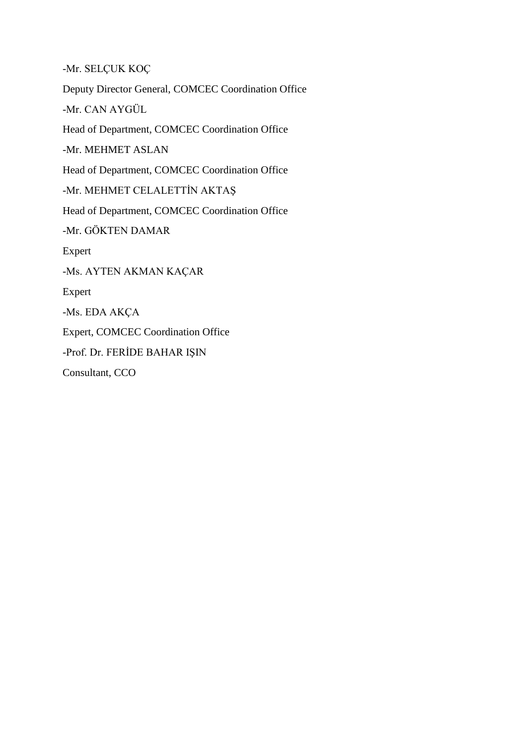-Mr. SELÇUK KOÇ

Deputy Director General, COMCEC Coordination Office

-Mr. CAN AYGÜL

Head of Department, COMCEC Coordination Office

-Mr. MEHMET ASLAN

Head of Department, COMCEC Coordination Office

-Mr. MEHMET CELALETTİN AKTAŞ

Head of Department, COMCEC Coordination Office

-Mr. GÖKTEN DAMAR

Expert

-Ms. AYTEN AKMAN KAÇAR

Expert

-Ms. EDA AKÇA

Expert, COMCEC Coordination Office

-Prof. Dr. FERİDE BAHAR IŞIN

Consultant, CCO